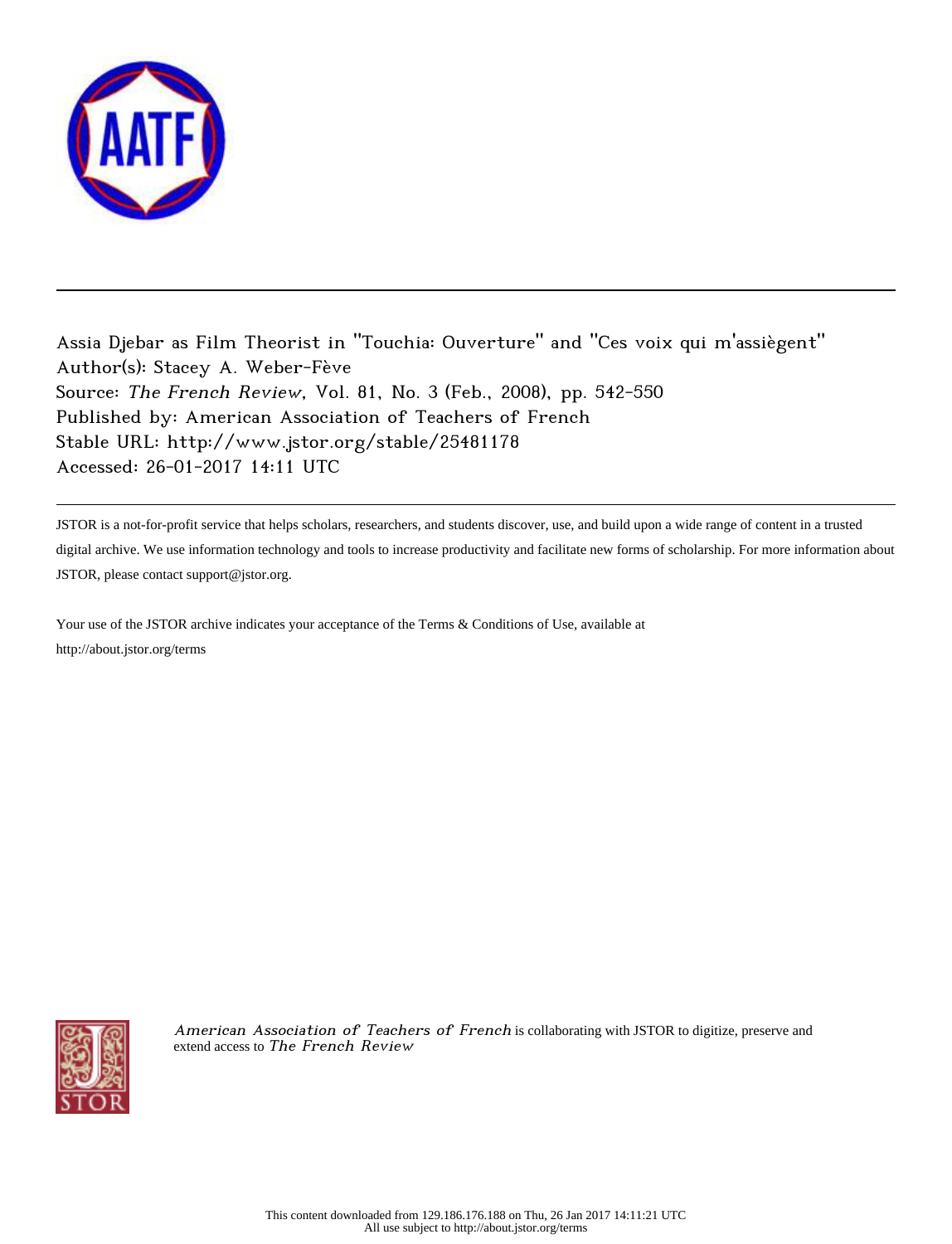Assia Djebar as Film Theorist in "Touchia: Ouverture" and "Ces voix qui m'assiègent"
Author(s): Stacey A. Weber-Fève
Source: *The French Review*, Vol. 81, No. 3 (Feb., 2008), pp. 542-550
Published by: American Association of Teachers of French
Stable URL: http://www.jstor.org/stable/25481178
Accessed: 26-01-2017 14:11 UTC

---

JSTOR is a not-for-profit service that helps scholars, researchers, and students discover, use, and build upon a wide range of content in a trusted digital archive. We use information technology and tools to increase productivity and facilitate new forms of scholarship. For more information about JSTOR, please contact support@jstor.org.

Your use of the JSTOR archive indicates your acceptance of the Terms & Conditions of Use, available at http://about.jstor.org/terms

*American Association of Teachers of French* is collaborating with JSTOR to digitize, preserve and extend access to *The French Review*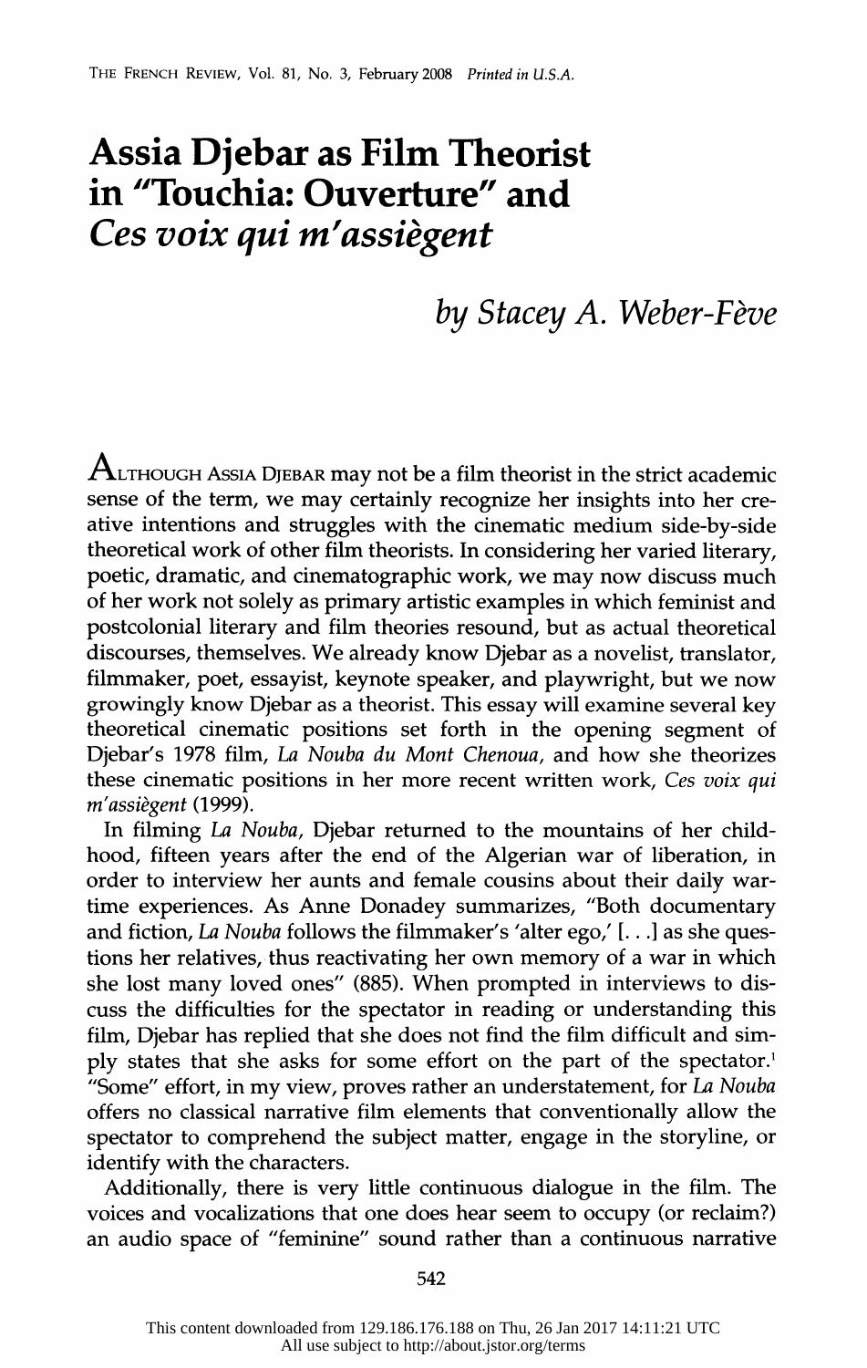# Assia Djebar as Film Theorist in "Touchia: Ouverture" and *Ces voix qui m'assiègent*

### *by Stacey A. Weber-Fève*

ALTHOUGH ASSIA DJEBAR may not be a film theorist in the strict academic sense of the term, we may certainly recognize her insights into her creative intentions and struggles with the cinematic medium side-by-side theoretical work of other film theorists. In considering her varied literary, poetic, dramatic, and cinematographic work, we may now discuss much of her work not solely as primary artistic examples in which feminist and postcolonial literary and film theories resound, but as actual theoretical discourses, themselves. We already know Djebar as a novelist, translator, filmmaker, poet, essayist, keynote speaker, and playwright, but we now growingly know Djebar as a theorist. This essay will examine several key theoretical cinematic positions set forth in the opening segment of Djebar's 1978 film, *La Nouba du Mont Chenoua*, and how she theorizes these cinematic positions in her more recent written work, *Ces voix qui m'assiègent* (1999).

In filming *La Nouba*, Djebar returned to the mountains of her childhood, fifteen years after the end of the Algerian war of liberation, in order to interview her aunts and female cousins about their daily wartime experiences. As Anne Donadey summarizes, "Both documentary and fiction, *La Nouba* follows the filmmaker's 'alter ego,' [. . .] as she questions her relatives, thus reactivating her own memory of a war in which she lost many loved ones" (885). When prompted in interviews to discuss the difficulties for the spectator in reading or understanding this film, Djebar has replied that she does not find the film difficult and simply states that she asks for some effort on the part of the spectator.[1] "Some" effort, in my view, proves rather an understatement, for *La Nouba* offers no classical narrative film elements that conventionally allow the spectator to comprehend the subject matter, engage in the storyline, or identify with the characters.

Additionally, there is very little continuous dialogue in the film. The voices and vocalizations that one does hear seem to occupy (or reclaim?) an audio space of "feminine" sound rather than a continuous narrative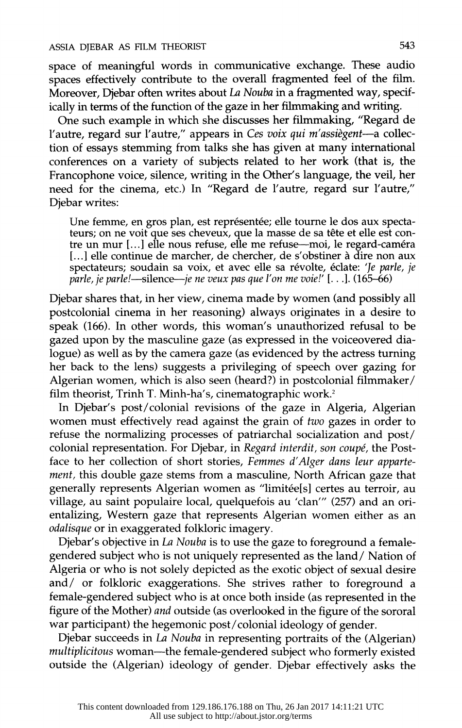space of meaningful words in communicative exchange. These audio spaces effectively contribute to the overall fragmented feel of the film. Moreover, Djebar often writes about *La Nouba* in a fragmented way, specifically in terms of the function of the gaze in her filmmaking and writing.

One such example in which she discusses her filmmaking, "Regard de l'autre, regard sur l'autre," appears in *Ces voix qui m'assiègent*—a collection of essays stemming from talks she has given at many international conferences on a variety of subjects related to her work (that is, the Francophone voice, silence, writing in the Other's language, the veil, her need for the cinema, etc.) In "Regard de l'autre, regard sur l'autre," Djebar writes:

> Une femme, en gros plan, est représentée; elle tourne le dos aux spectateurs; on ne voit que ses cheveux, que la masse de sa tête et elle est contre un mur [...] elle nous refuse, elle me refuse—moi, le regard-caméra [...] elle continue de marcher, de chercher, de s'obstiner à dire non aux spectateurs; soudain sa voix, et avec elle sa révolte, éclate: '*Je parle, je parle, je parle!*—silence—*je ne veux pas que l'on me voie!*' [. . .]. (165–66)

Djebar shares that, in her view, cinema made by women (and possibly all postcolonial cinema in her reasoning) always originates in a desire to speak (166). In other words, this woman's unauthorized refusal to be gazed upon by the masculine gaze (as expressed in the voiceovered dialogue) as well as by the camera gaze (as evidenced by the actress turning her back to the lens) suggests a privileging of speech over gazing for Algerian women, which is also seen (heard?) in postcolonial filmmaker/ film theorist, Trinh T. Minh-ha's, cinematographic work.[2]

In Djebar's post/colonial revisions of the gaze in Algeria, Algerian women must effectively read against the grain of *two* gazes in order to refuse the normalizing processes of patriarchal socialization and post/ colonial representation. For Djebar, in *Regard interdit, son coupé*, the Postface to her collection of short stories, *Femmes d'Alger dans leur appartement*, this double gaze stems from a masculine, North African gaze that generally represents Algerian women as "limitée[s] certes au terroir, au village, au saint populaire local, quelquefois au 'clan'" (257) and an orientalizing, Western gaze that represents Algerian women either as an *odalisque* or in exaggerated folkloric imagery.

Djebar's objective in *La Nouba* is to use the gaze to foreground a female-gendered subject who is not uniquely represented as the land/ Nation of Algeria or who is not solely depicted as the exotic object of sexual desire and/ or folkloric exaggerations. She strives rather to foreground a female-gendered subject who is at once both inside (as represented in the figure of the Mother) *and* outside (as overlooked in the figure of the sororal war participant) the hegemonic post/colonial ideology of gender.

Djebar succeeds in *La Nouba* in representing portraits of the (Algerian) *multiplicitous* woman—the female-gendered subject who formerly existed outside the (Algerian) ideology of gender. Djebar effectively asks the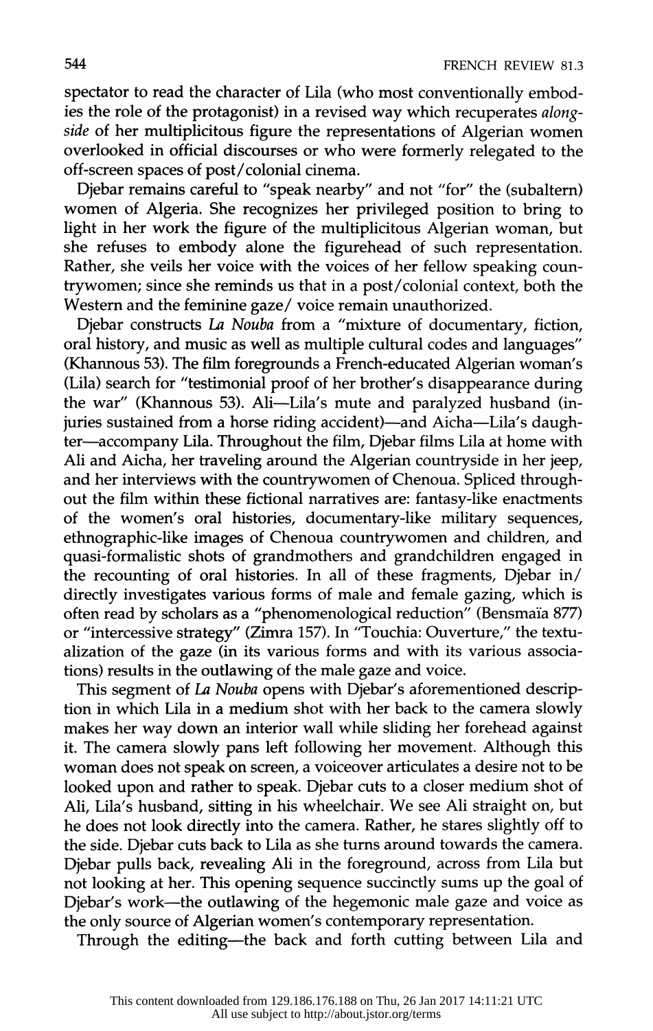spectator to read the character of Lila (who most conventionally embodies the role of the protagonist) in a revised way which recuperates *alongside* of her multiplicitous figure the representations of Algerian women overlooked in official discourses or who were formerly relegated to the off-screen spaces of post/colonial cinema.

Djebar remains careful to "speak nearby" and not "for" the (subaltern) women of Algeria. She recognizes her privileged position to bring to light in her work the figure of the multiplicitous Algerian woman, but she refuses to embody alone the figurehead of such representation. Rather, she veils her voice with the voices of her fellow speaking countrywomen; since she reminds us that in a post/colonial context, both the Western and the feminine gaze/ voice remain unauthorized.

Djebar constructs *La Nouba* from a "mixture of documentary, fiction, oral history, and music as well as multiple cultural codes and languages" (Khannous 53). The film foregrounds a French-educated Algerian woman's (Lila) search for "testimonial proof of her brother's disappearance during the war" (Khannous 53). Ali—Lila's mute and paralyzed husband (injuries sustained from a horse riding accident)—and Aicha—Lila's daughter—accompany Lila. Throughout the film, Djebar films Lila at home with Ali and Aicha, her traveling around the Algerian countryside in her jeep, and her interviews with the countrywomen of Chenoua. Spliced throughout the film within these fictional narratives are: fantasy-like enactments of the women's oral histories, documentary-like military sequences, ethnographic-like images of Chenoua countrywomen and children, and quasi-formalistic shots of grandmothers and grandchildren engaged in the recounting of oral histories. In all of these fragments, Djebar in/directly investigates various forms of male and female gazing, which is often read by scholars as a "phenomenological reduction" (Bensmaïa 877) or "intercessive strategy" (Zimra 157). In "Touchia: Ouverture," the textualization of the gaze (in its various forms and with its various associations) results in the outlawing of the male gaze and voice.

This segment of *La Nouba* opens with Djebar's aforementioned description in which Lila in a medium shot with her back to the camera slowly makes her way down an interior wall while sliding her forehead against it. The camera slowly pans left following her movement. Although this woman does not speak on screen, a voiceover articulates a desire not to be looked upon and rather to speak. Djebar cuts to a closer medium shot of Ali, Lila's husband, sitting in his wheelchair. We see Ali straight on, but he does not look directly into the camera. Rather, he stares slightly off to the side. Djebar cuts back to Lila as she turns around towards the camera. Djebar pulls back, revealing Ali in the foreground, across from Lila but not looking at her. This opening sequence succinctly sums up the goal of Djebar's work—the outlawing of the hegemonic male gaze and voice as the only source of Algerian women's contemporary representation.

Through the editing—the back and forth cutting between Lila and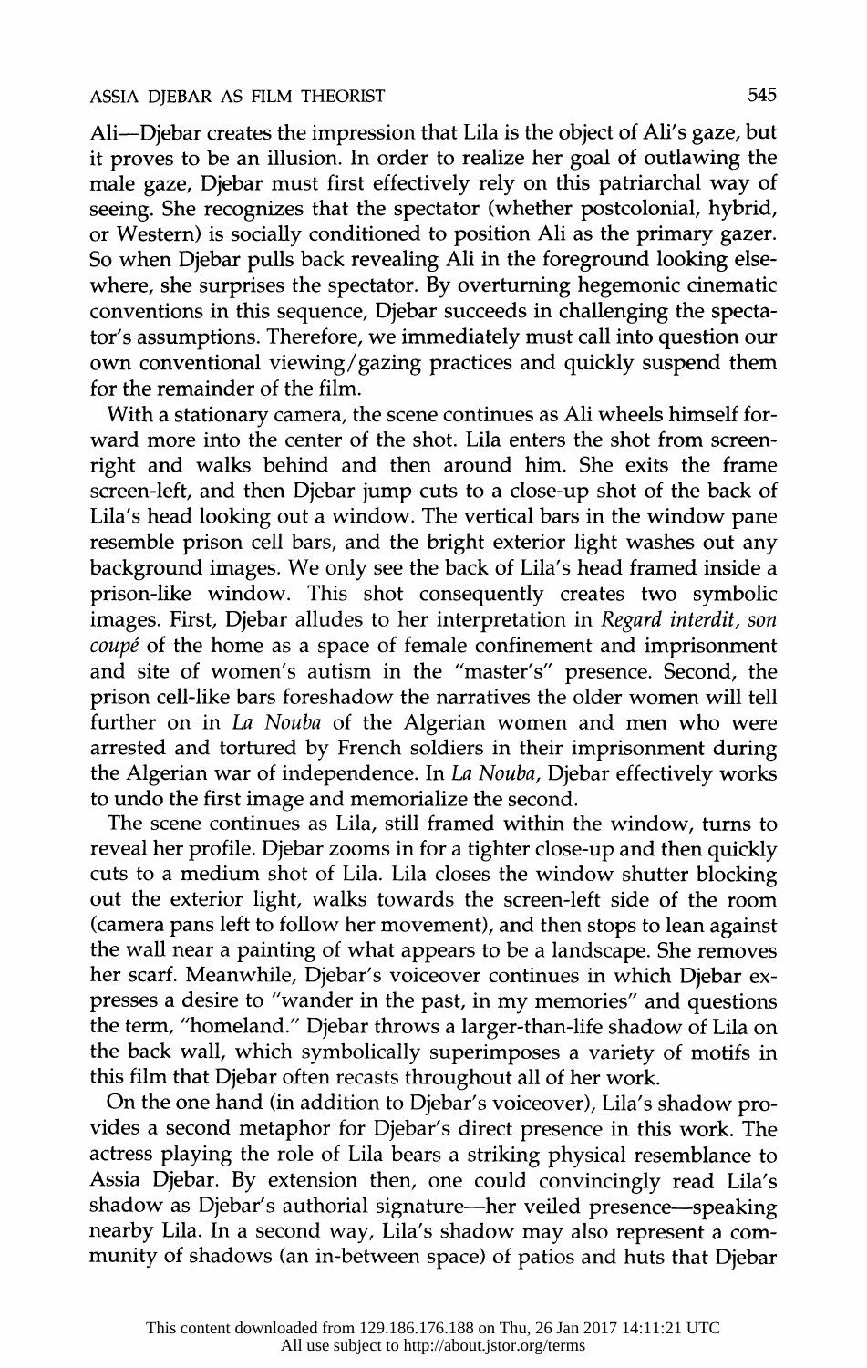Ali—Djebar creates the impression that Lila is the object of Ali's gaze, but it proves to be an illusion. In order to realize her goal of outlawing the male gaze, Djebar must first effectively rely on this patriarchal way of seeing. She recognizes that the spectator (whether postcolonial, hybrid, or Western) is socially conditioned to position Ali as the primary gazer. So when Djebar pulls back revealing Ali in the foreground looking elsewhere, she surprises the spectator. By overturning hegemonic cinematic conventions in this sequence, Djebar succeeds in challenging the spectator's assumptions. Therefore, we immediately must call into question our own conventional viewing/gazing practices and quickly suspend them for the remainder of the film.

With a stationary camera, the scene continues as Ali wheels himself forward more into the center of the shot. Lila enters the shot from screen-right and walks behind and then around him. She exits the frame screen-left, and then Djebar jump cuts to a close-up shot of the back of Lila's head looking out a window. The vertical bars in the window pane resemble prison cell bars, and the bright exterior light washes out any background images. We only see the back of Lila's head framed inside a prison-like window. This shot consequently creates two symbolic images. First, Djebar alludes to her interpretation in *Regard interdit, son coupé* of the home as a space of female confinement and imprisonment and site of women's autism in the "master's" presence. Second, the prison cell-like bars foreshadow the narratives the older women will tell further on in *La Nouba* of the Algerian women and men who were arrested and tortured by French soldiers in their imprisonment during the Algerian war of independence. In *La Nouba*, Djebar effectively works to undo the first image and memorialize the second.

The scene continues as Lila, still framed within the window, turns to reveal her profile. Djebar zooms in for a tighter close-up and then quickly cuts to a medium shot of Lila. Lila closes the window shutter blocking out the exterior light, walks towards the screen-left side of the room (camera pans left to follow her movement), and then stops to lean against the wall near a painting of what appears to be a landscape. She removes her scarf. Meanwhile, Djebar's voiceover continues in which Djebar expresses a desire to "wander in the past, in my memories" and questions the term, "homeland." Djebar throws a larger-than-life shadow of Lila on the back wall, which symbolically superimposes a variety of motifs in this film that Djebar often recasts throughout all of her work.

On the one hand (in addition to Djebar's voiceover), Lila's shadow provides a second metaphor for Djebar's direct presence in this work. The actress playing the role of Lila bears a striking physical resemblance to Assia Djebar. By extension then, one could convincingly read Lila's shadow as Djebar's authorial signature—her veiled presence—speaking nearby Lila. In a second way, Lila's shadow may also represent a community of shadows (an in-between space) of patios and huts that Djebar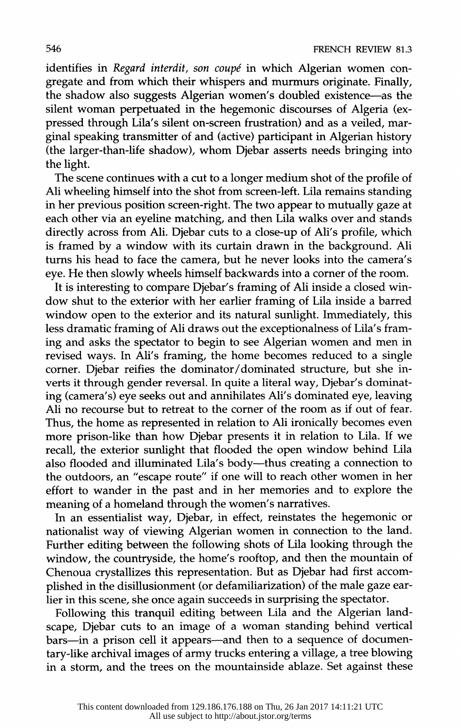identifies in *Regard interdit, son coupé* in which Algerian women congregate and from which their whispers and murmurs originate. Finally, the shadow also suggests Algerian women's doubled existence—as the silent woman perpetuated in the hegemonic discourses of Algeria (expressed through Lila's silent on-screen frustration) and as a veiled, marginal speaking transmitter of and (active) participant in Algerian history (the larger-than-life shadow), whom Djebar asserts needs bringing into the light.

The scene continues with a cut to a longer medium shot of the profile of Ali wheeling himself into the shot from screen-left. Lila remains standing in her previous position screen-right. The two appear to mutually gaze at each other via an eyeline matching, and then Lila walks over and stands directly across from Ali. Djebar cuts to a close-up of Ali's profile, which is framed by a window with its curtain drawn in the background. Ali turns his head to face the camera, but he never looks into the camera's eye. He then slowly wheels himself backwards into a corner of the room.

It is interesting to compare Djebar's framing of Ali inside a closed window shut to the exterior with her earlier framing of Lila inside a barred window open to the exterior and its natural sunlight. Immediately, this less dramatic framing of Ali draws out the exceptionalness of Lila's framing and asks the spectator to begin to see Algerian women and men in revised ways. In Ali's framing, the home becomes reduced to a single corner. Djebar reifies the dominator/dominated structure, but she inverts it through gender reversal. In quite a literal way, Djebar's dominating (camera's) eye seeks out and annihilates Ali's dominated eye, leaving Ali no recourse but to retreat to the corner of the room as if out of fear. Thus, the home as represented in relation to Ali ironically becomes even more prison-like than how Djebar presents it in relation to Lila. If we recall, the exterior sunlight that flooded the open window behind Lila also flooded and illuminated Lila's body—thus creating a connection to the outdoors, an "escape route" if one will to reach other women in her effort to wander in the past and in her memories and to explore the meaning of a homeland through the women's narratives.

In an essentialist way, Djebar, in effect, reinstates the hegemonic or nationalist way of viewing Algerian women in connection to the land. Further editing between the following shots of Lila looking through the window, the countryside, the home's rooftop, and then the mountain of Chenoua crystallizes this representation. But as Djebar had first accomplished in the disillusionment (or defamiliarization) of the male gaze earlier in this scene, she once again succeeds in surprising the spectator.

Following this tranquil editing between Lila and the Algerian landscape, Djebar cuts to an image of a woman standing behind vertical bars—in a prison cell it appears—and then to a sequence of documentary-like archival images of army trucks entering a village, a tree blowing in a storm, and the trees on the mountainside ablaze. Set against these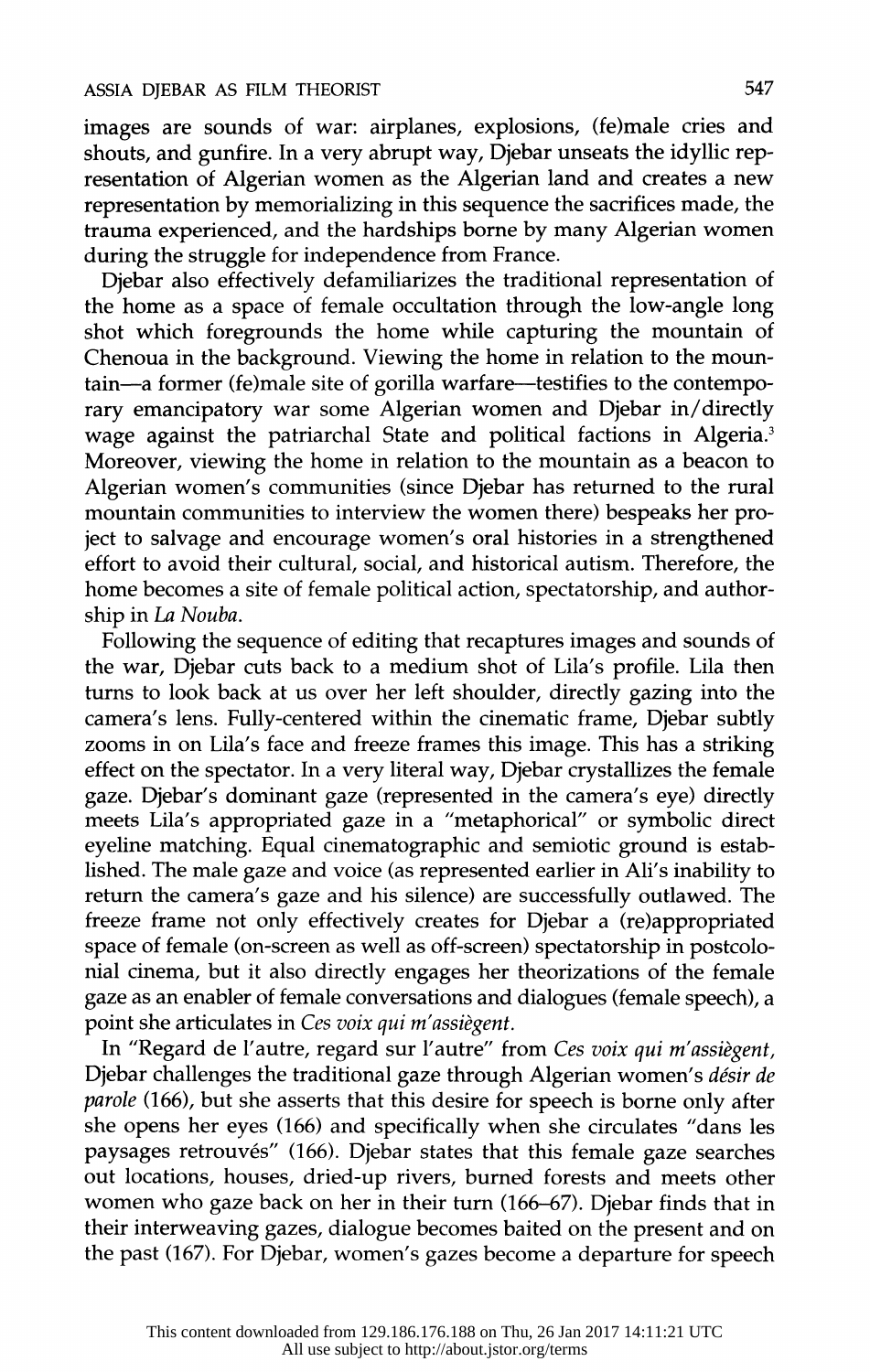images are sounds of war: airplanes, explosions, (fe)male cries and shouts, and gunfire. In a very abrupt way, Djebar unseats the idyllic representation of Algerian women as the Algerian land and creates a new representation by memorializing in this sequence the sacrifices made, the trauma experienced, and the hardships borne by many Algerian women during the struggle for independence from France.

Djebar also effectively defamiliarizes the traditional representation of the home as a space of female occultation through the low-angle long shot which foregrounds the home while capturing the mountain of Chenoua in the background. Viewing the home in relation to the mountain—a former (fe)male site of gorilla warfare—testifies to the contemporary emancipatory war some Algerian women and Djebar in/directly wage against the patriarchal State and political factions in Algeria.[3] Moreover, viewing the home in relation to the mountain as a beacon to Algerian women's communities (since Djebar has returned to the rural mountain communities to interview the women there) bespeaks her project to salvage and encourage women's oral histories in a strengthened effort to avoid their cultural, social, and historical autism. Therefore, the home becomes a site of female political action, spectatorship, and authorship in *La Nouba*.

Following the sequence of editing that recaptures images and sounds of the war, Djebar cuts back to a medium shot of Lila's profile. Lila then turns to look back at us over her left shoulder, directly gazing into the camera's lens. Fully-centered within the cinematic frame, Djebar subtly zooms in on Lila's face and freeze frames this image. This has a striking effect on the spectator. In a very literal way, Djebar crystallizes the female gaze. Djebar's dominant gaze (represented in the camera's eye) directly meets Lila's appropriated gaze in a "metaphorical" or symbolic direct eyeline matching. Equal cinematographic and semiotic ground is established. The male gaze and voice (as represented earlier in Ali's inability to return the camera's gaze and his silence) are successfully outlawed. The freeze frame not only effectively creates for Djebar a (re)appropriated space of female (on-screen as well as off-screen) spectatorship in postcolonial cinema, but it also directly engages her theorizations of the female gaze as an enabler of female conversations and dialogues (female speech), a point she articulates in *Ces voix qui m'assiègent*.

In "Regard de l'autre, regard sur l'autre" from *Ces voix qui m'assiègent*, Djebar challenges the traditional gaze through Algerian women's *désir de parole* (166), but she asserts that this desire for speech is borne only after she opens her eyes (166) and specifically when she circulates "dans les paysages retrouvés" (166). Djebar states that this female gaze searches out locations, houses, dried-up rivers, burned forests and meets other women who gaze back on her in their turn (166–67). Djebar finds that in their interweaving gazes, dialogue becomes baited on the present and on the past (167). For Djebar, women's gazes become a departure for speech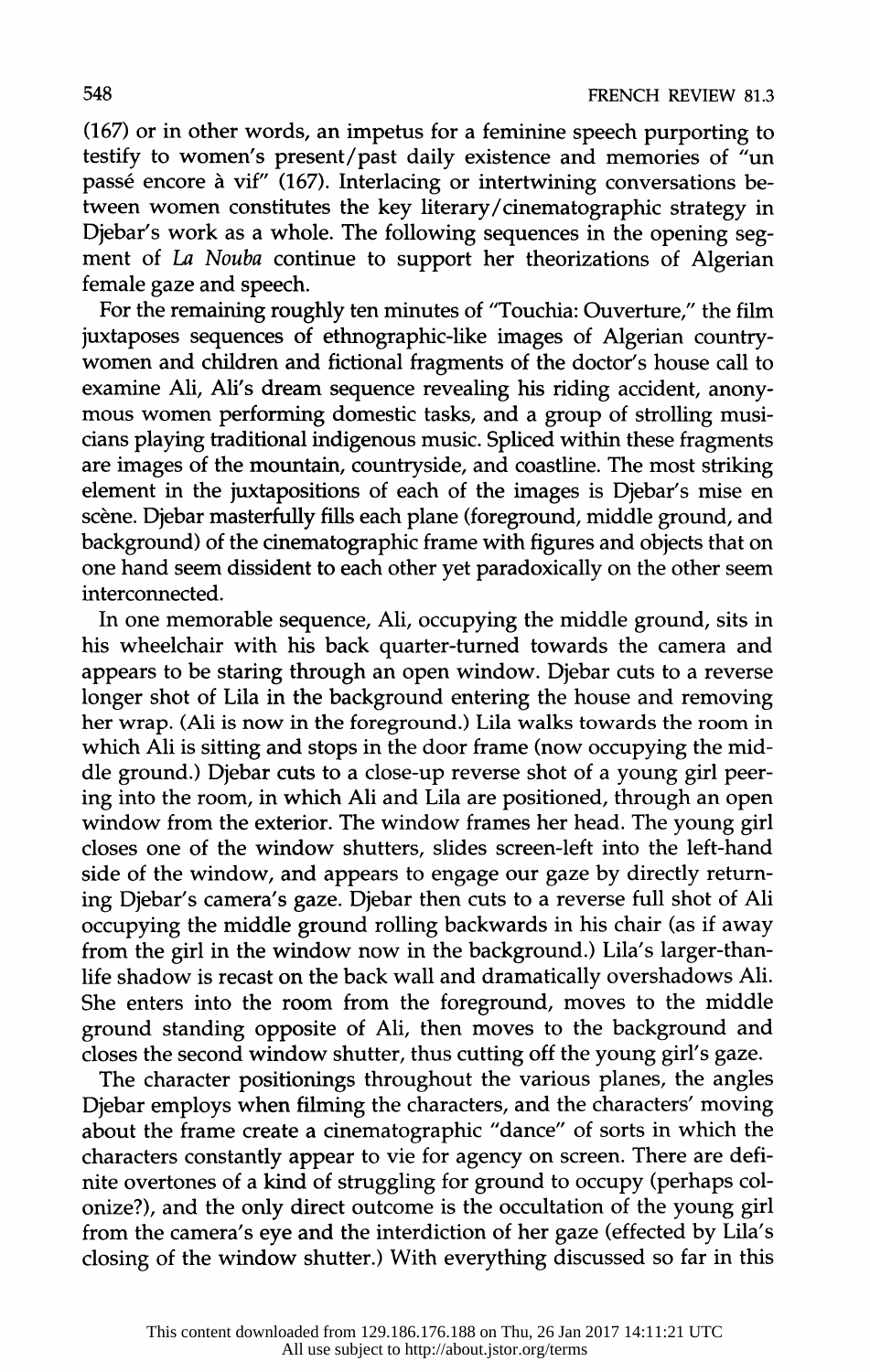(167) or in other words, an impetus for a feminine speech purporting to testify to women's present/past daily existence and memories of "un passé encore à vif" (167). Interlacing or intertwining conversations between women constitutes the key literary/cinematographic strategy in Djebar's work as a whole. The following sequences in the opening segment of *La Nouba* continue to support her theorizations of Algerian female gaze and speech.

For the remaining roughly ten minutes of "Touchia: Ouverture," the film juxtaposes sequences of ethnographic-like images of Algerian country-women and children and fictional fragments of the doctor's house call to examine Ali, Ali's dream sequence revealing his riding accident, anonymous women performing domestic tasks, and a group of strolling musicians playing traditional indigenous music. Spliced within these fragments are images of the mountain, countryside, and coastline. The most striking element in the juxtapositions of each of the images is Djebar's mise en scène. Djebar masterfully fills each plane (foreground, middle ground, and background) of the cinematographic frame with figures and objects that on one hand seem dissident to each other yet paradoxically on the other seem interconnected.

In one memorable sequence, Ali, occupying the middle ground, sits in his wheelchair with his back quarter-turned towards the camera and appears to be staring through an open window. Djebar cuts to a reverse longer shot of Lila in the background entering the house and removing her wrap. (Ali is now in the foreground.) Lila walks towards the room in which Ali is sitting and stops in the door frame (now occupying the middle ground.) Djebar cuts to a close-up reverse shot of a young girl peering into the room, in which Ali and Lila are positioned, through an open window from the exterior. The window frames her head. The young girl closes one of the window shutters, slides screen-left into the left-hand side of the window, and appears to engage our gaze by directly returning Djebar's camera's gaze. Djebar then cuts to a reverse full shot of Ali occupying the middle ground rolling backwards in his chair (as if away from the girl in the window now in the background.) Lila's larger-than-life shadow is recast on the back wall and dramatically overshadows Ali. She enters into the room from the foreground, moves to the middle ground standing opposite of Ali, then moves to the background and closes the second window shutter, thus cutting off the young girl's gaze.

The character positionings throughout the various planes, the angles Djebar employs when filming the characters, and the characters' moving about the frame create a cinematographic "dance" of sorts in which the characters constantly appear to vie for agency on screen. There are definite overtones of a kind of struggling for ground to occupy (perhaps colonize?), and the only direct outcome is the occultation of the young girl from the camera's eye and the interdiction of her gaze (effected by Lila's closing of the window shutter.) With everything discussed so far in this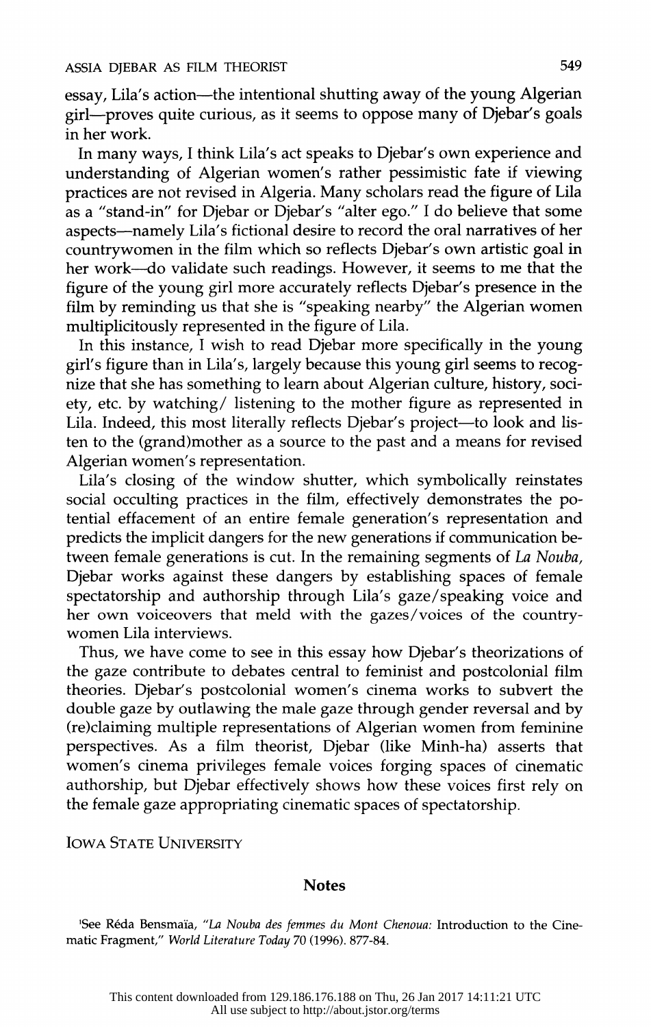essay, Lila's action—the intentional shutting away of the young Algerian girl—proves quite curious, as it seems to oppose many of Djebar's goals in her work.

In many ways, I think Lila's act speaks to Djebar's own experience and understanding of Algerian women's rather pessimistic fate if viewing practices are not revised in Algeria. Many scholars read the figure of Lila as a "stand-in" for Djebar or Djebar's "alter ego." I do believe that some aspects—namely Lila's fictional desire to record the oral narratives of her countrywomen in the film which so reflects Djebar's own artistic goal in her work—do validate such readings. However, it seems to me that the figure of the young girl more accurately reflects Djebar's presence in the film by reminding us that she is "speaking nearby" the Algerian women multiplicitously represented in the figure of Lila.

In this instance, I wish to read Djebar more specifically in the young girl's figure than in Lila's, largely because this young girl seems to recognize that she has something to learn about Algerian culture, history, society, etc. by watching/ listening to the mother figure as represented in Lila. Indeed, this most literally reflects Djebar's project—to look and listen to the (grand)mother as a source to the past and a means for revised Algerian women's representation.

Lila's closing of the window shutter, which symbolically reinstates social occulting practices in the film, effectively demonstrates the potential effacement of an entire female generation's representation and predicts the implicit dangers for the new generations if communication between female generations is cut. In the remaining segments of *La Nouba*, Djebar works against these dangers by establishing spaces of female spectatorship and authorship through Lila's gaze/speaking voice and her own voiceovers that meld with the gazes/voices of the countrywomen Lila interviews.

Thus, we have come to see in this essay how Djebar's theorizations of the gaze contribute to debates central to feminist and postcolonial film theories. Djebar's postcolonial women's cinema works to subvert the double gaze by outlawing the male gaze through gender reversal and by (re)claiming multiple representations of Algerian women from feminine perspectives. As a film theorist, Djebar (like Minh-ha) asserts that women's cinema privileges female voices forging spaces of cinematic authorship, but Djebar effectively shows how these voices first rely on the female gaze appropriating cinematic spaces of spectatorship.

IOWA STATE UNIVERSITY

## Notes

[1]See Réda Bensmaïa, "*La Nouba des femmes du Mont Chenoua:* Introduction to the Cinematic Fragment," *World Literature Today* 70 (1996). 877-84.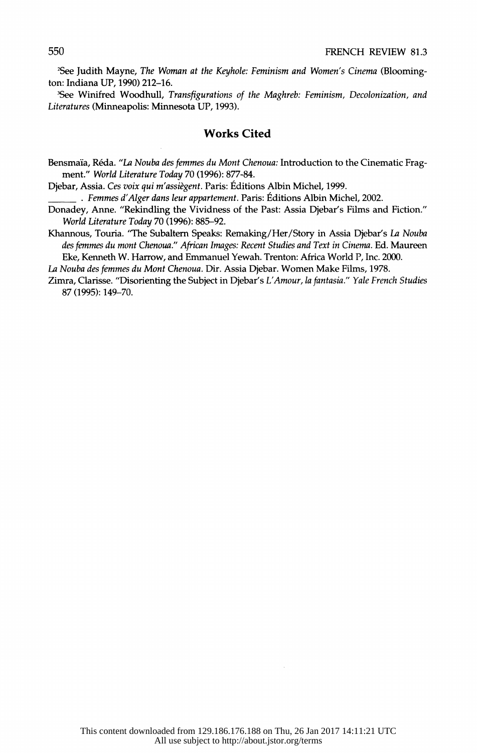[2]See Judith Mayne, *The Woman at the Keyhole: Feminism and Women's Cinema* (Bloomington: Indiana UP, 1990) 212–16.

[3]See Winifred Woodhull, *Transfigurations of the Maghreb: Feminism, Decolonization, and Literatures* (Minneapolis: Minnesota UP, 1993).

## Works Cited

Bensmaïa, Réda. "*La Nouba des femmes du Mont Chenoua:* Introduction to the Cinematic Fragment." *World Literature Today* 70 (1996): 877-84.

Djebar, Assia. *Ces voix qui m'assiègent.* Paris: Éditions Albin Michel, 1999.

______ . *Femmes d'Alger dans leur appartement.* Paris: Éditions Albin Michel, 2002.

Donadey, Anne. "Rekindling the Vividness of the Past: Assia Djebar's Films and Fiction." *World Literature Today* 70 (1996): 885–92.

Khannous, Touria. "The Subaltern Speaks: Remaking/Her/Story in Assia Djebar's *La Nouba des femmes du mont Chenoua.*" *African Images: Recent Studies and Text in Cinema.* Ed. Maureen Eke, Kenneth W. Harrow, and Emmanuel Yewah. Trenton: Africa World P, Inc. 2000.

*La Nouba des femmes du Mont Chenoua.* Dir. Assia Djebar. Women Make Films, 1978.

Zimra, Clarisse. "Disorienting the Subject in Djebar's *L'Amour, la fantasia.*" *Yale French Studies* 87 (1995): 149–70.